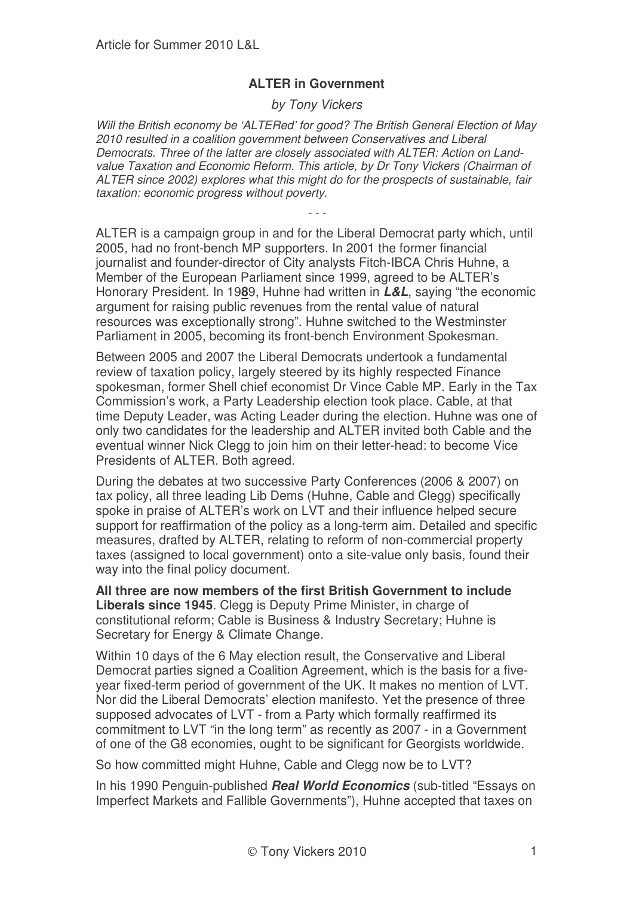Article for Summer 2010 L&L

# ALTER in Government

*by Tony Vickers*

*Will the British economy be 'ALTERed' for good? The British General Election of May 2010 resulted in a coalition government between Conservatives and Liberal Democrats. Three of the latter are closely associated with ALTER: Action on Land-value Taxation and Economic Reform. This article, by Dr Tony Vickers (Chairman of ALTER since 2002) explores what this might do for the prospects of sustainable, fair taxation: economic progress without poverty.*

\- - -

ALTER is a campaign group in and for the Liberal Democrat party which, until 2005, had no front-bench MP supporters. In 2001 the former financial journalist and founder-director of City analysts Fitch-IBCA Chris Huhne, a Member of the European Parliament since 1999, agreed to be ALTER's Honorary President. In 19**8**9, Huhne had written in ***L&L***, saying "the economic argument for raising public revenues from the rental value of natural resources was exceptionally strong". Huhne switched to the Westminster Parliament in 2005, becoming its front-bench Environment Spokesman.

Between 2005 and 2007 the Liberal Democrats undertook a fundamental review of taxation policy, largely steered by its highly respected Finance spokesman, former Shell chief economist Dr Vince Cable MP. Early in the Tax Commission's work, a Party Leadership election took place. Cable, at that time Deputy Leader, was Acting Leader during the election. Huhne was one of only two candidates for the leadership and ALTER invited both Cable and the eventual winner Nick Clegg to join him on their letter-head: to become Vice Presidents of ALTER. Both agreed.

During the debates at two successive Party Conferences (2006 & 2007) on tax policy, all three leading Lib Dems (Huhne, Cable and Clegg) specifically spoke in praise of ALTER's work on LVT and their influence helped secure support for reaffirmation of the policy as a long-term aim. Detailed and specific measures, drafted by ALTER, relating to reform of non-commercial property taxes (assigned to local government) onto a site-value only basis, found their way into the final policy document.

**All three are now members of the first British Government to include Liberals since 1945**. Clegg is Deputy Prime Minister, in charge of constitutional reform; Cable is Business & Industry Secretary; Huhne is Secretary for Energy & Climate Change.

Within 10 days of the 6 May election result, the Conservative and Liberal Democrat parties signed a Coalition Agreement, which is the basis for a five-year fixed-term period of government of the UK. It makes no mention of LVT. Nor did the Liberal Democrats' election manifesto. Yet the presence of three supposed advocates of LVT - from a Party which formally reaffirmed its commitment to LVT "in the long term" as recently as 2007 - in a Government of one of the G8 economies, ought to be significant for Georgists worldwide.

So how committed might Huhne, Cable and Clegg now be to LVT?

In his 1990 Penguin-published ***Real World Economics*** (sub-titled "Essays on Imperfect Markets and Fallible Governments"), Huhne accepted that taxes on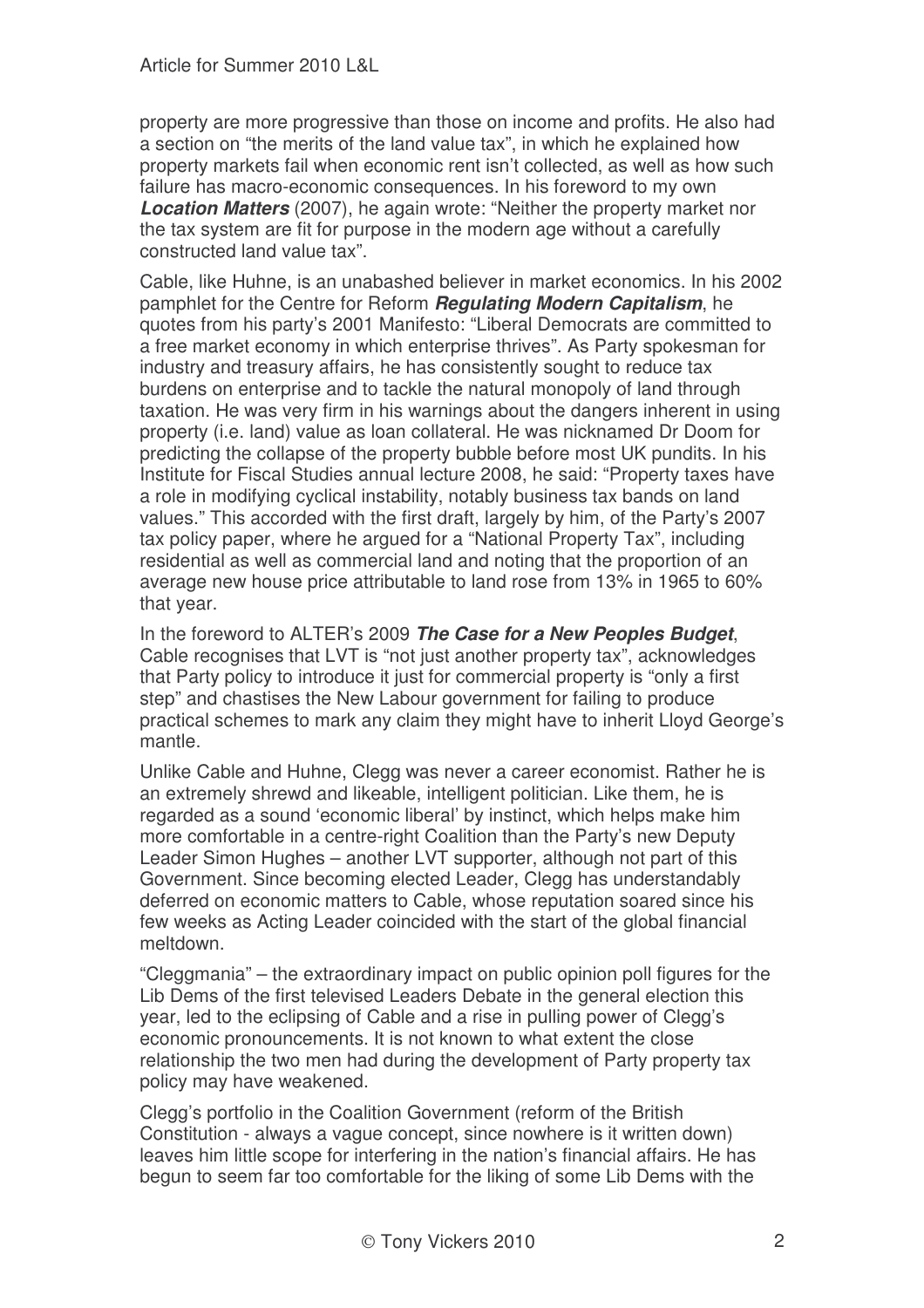property are more progressive than those on income and profits. He also had a section on "the merits of the land value tax", in which he explained how property markets fail when economic rent isn't collected, as well as how such failure has macro-economic consequences. In his foreword to my own ***Location Matters*** (2007), he again wrote: "Neither the property market nor the tax system are fit for purpose in the modern age without a carefully constructed land value tax".

Cable, like Huhne, is an unabashed believer in market economics. In his 2002 pamphlet for the Centre for Reform ***Regulating Modern Capitalism***, he quotes from his party's 2001 Manifesto: "Liberal Democrats are committed to a free market economy in which enterprise thrives". As Party spokesman for industry and treasury affairs, he has consistently sought to reduce tax burdens on enterprise and to tackle the natural monopoly of land through taxation. He was very firm in his warnings about the dangers inherent in using property (i.e. land) value as loan collateral. He was nicknamed Dr Doom for predicting the collapse of the property bubble before most UK pundits. In his Institute for Fiscal Studies annual lecture 2008, he said: "Property taxes have a role in modifying cyclical instability, notably business tax bands on land values." This accorded with the first draft, largely by him, of the Party's 2007 tax policy paper, where he argued for a "National Property Tax", including residential as well as commercial land and noting that the proportion of an average new house price attributable to land rose from 13% in 1965 to 60% that year.

In the foreword to ALTER's 2009 ***The Case for a New Peoples Budget***, Cable recognises that LVT is "not just another property tax", acknowledges that Party policy to introduce it just for commercial property is "only a first step" and chastises the New Labour government for failing to produce practical schemes to mark any claim they might have to inherit Lloyd George's mantle.

Unlike Cable and Huhne, Clegg was never a career economist. Rather he is an extremely shrewd and likeable, intelligent politician. Like them, he is regarded as a sound 'economic liberal' by instinct, which helps make him more comfortable in a centre-right Coalition than the Party's new Deputy Leader Simon Hughes – another LVT supporter, although not part of this Government. Since becoming elected Leader, Clegg has understandably deferred on economic matters to Cable, whose reputation soared since his few weeks as Acting Leader coincided with the start of the global financial meltdown.

"Cleggmania" – the extraordinary impact on public opinion poll figures for the Lib Dems of the first televised Leaders Debate in the general election this year, led to the eclipsing of Cable and a rise in pulling power of Clegg's economic pronouncements. It is not known to what extent the close relationship the two men had during the development of Party property tax policy may have weakened.

Clegg's portfolio in the Coalition Government (reform of the British Constitution - always a vague concept, since nowhere is it written down) leaves him little scope for interfering in the nation's financial affairs. He has begun to seem far too comfortable for the liking of some Lib Dems with the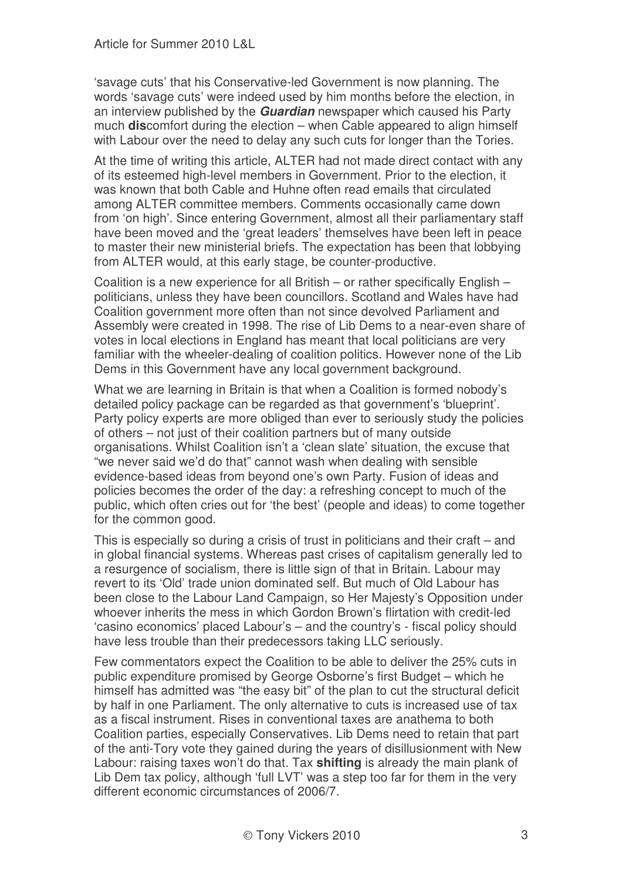'savage cuts' that his Conservative-led Government is now planning. The words 'savage cuts' were indeed used by him months before the election, in an interview published by the ***Guardian*** newspaper which caused his Party much **dis**comfort during the election – when Cable appeared to align himself with Labour over the need to delay any such cuts for longer than the Tories.

At the time of writing this article, ALTER had not made direct contact with any of its esteemed high-level members in Government. Prior to the election, it was known that both Cable and Huhne often read emails that circulated among ALTER committee members. Comments occasionally came down from 'on high'. Since entering Government, almost all their parliamentary staff have been moved and the 'great leaders' themselves have been left in peace to master their new ministerial briefs. The expectation has been that lobbying from ALTER would, at this early stage, be counter-productive.

Coalition is a new experience for all British – or rather specifically English – politicians, unless they have been councillors. Scotland and Wales have had Coalition government more often than not since devolved Parliament and Assembly were created in 1998. The rise of Lib Dems to a near-even share of votes in local elections in England has meant that local politicians are very familiar with the wheeler-dealing of coalition politics. However none of the Lib Dems in this Government have any local government background.

What we are learning in Britain is that when a Coalition is formed nobody's detailed policy package can be regarded as that government's 'blueprint'. Party policy experts are more obliged than ever to seriously study the policies of others – not just of their coalition partners but of many outside organisations. Whilst Coalition isn't a 'clean slate' situation, the excuse that "we never said we'd do that" cannot wash when dealing with sensible evidence-based ideas from beyond one's own Party. Fusion of ideas and policies becomes the order of the day: a refreshing concept to much of the public, which often cries out for 'the best' (people and ideas) to come together for the common good.

This is especially so during a crisis of trust in politicians and their craft – and in global financial systems. Whereas past crises of capitalism generally led to a resurgence of socialism, there is little sign of that in Britain. Labour may revert to its 'Old' trade union dominated self. But much of Old Labour has been close to the Labour Land Campaign, so Her Majesty's Opposition under whoever inherits the mess in which Gordon Brown's flirtation with credit-led 'casino economics' placed Labour's – and the country's - fiscal policy should have less trouble than their predecessors taking LLC seriously.

Few commentators expect the Coalition to be able to deliver the 25% cuts in public expenditure promised by George Osborne's first Budget – which he himself has admitted was "the easy bit" of the plan to cut the structural deficit by half in one Parliament. The only alternative to cuts is increased use of tax as a fiscal instrument. Rises in conventional taxes are anathema to both Coalition parties, especially Conservatives. Lib Dems need to retain that part of the anti-Tory vote they gained during the years of disillusionment with New Labour: raising taxes won't do that. Tax **shifting** is already the main plank of Lib Dem tax policy, although 'full LVT' was a step too far for them in the very different economic circumstances of 2006/7.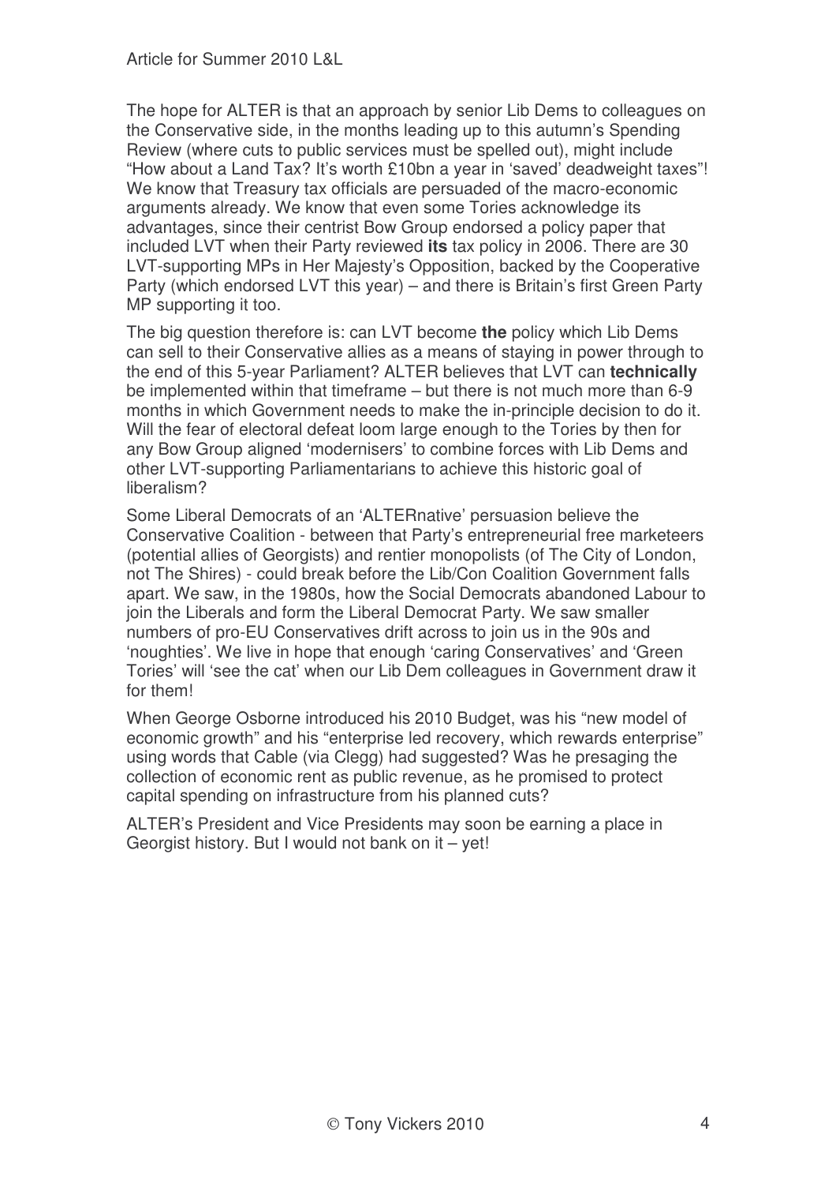The hope for ALTER is that an approach by senior Lib Dems to colleagues on the Conservative side, in the months leading up to this autumn's Spending Review (where cuts to public services must be spelled out), might include "How about a Land Tax? It's worth £10bn a year in 'saved' deadweight taxes"! We know that Treasury tax officials are persuaded of the macro-economic arguments already. We know that even some Tories acknowledge its advantages, since their centrist Bow Group endorsed a policy paper that included LVT when their Party reviewed **its** tax policy in 2006. There are 30 LVT-supporting MPs in Her Majesty's Opposition, backed by the Cooperative Party (which endorsed LVT this year) – and there is Britain's first Green Party MP supporting it too.

The big question therefore is: can LVT become **the** policy which Lib Dems can sell to their Conservative allies as a means of staying in power through to the end of this 5-year Parliament? ALTER believes that LVT can **technically** be implemented within that timeframe – but there is not much more than 6-9 months in which Government needs to make the in-principle decision to do it. Will the fear of electoral defeat loom large enough to the Tories by then for any Bow Group aligned 'modernisers' to combine forces with Lib Dems and other LVT-supporting Parliamentarians to achieve this historic goal of liberalism?

Some Liberal Democrats of an 'ALTERnative' persuasion believe the Conservative Coalition - between that Party's entrepreneurial free marketeers (potential allies of Georgists) and rentier monopolists (of The City of London, not The Shires) - could break before the Lib/Con Coalition Government falls apart. We saw, in the 1980s, how the Social Democrats abandoned Labour to join the Liberals and form the Liberal Democrat Party. We saw smaller numbers of pro-EU Conservatives drift across to join us in the 90s and 'noughties'. We live in hope that enough 'caring Conservatives' and 'Green Tories' will 'see the cat' when our Lib Dem colleagues in Government draw it for them!

When George Osborne introduced his 2010 Budget, was his "new model of economic growth" and his "enterprise led recovery, which rewards enterprise" using words that Cable (via Clegg) had suggested? Was he presaging the collection of economic rent as public revenue, as he promised to protect capital spending on infrastructure from his planned cuts?

ALTER's President and Vice Presidents may soon be earning a place in Georgist history. But I would not bank on it – yet!

© Tony Vickers 2010